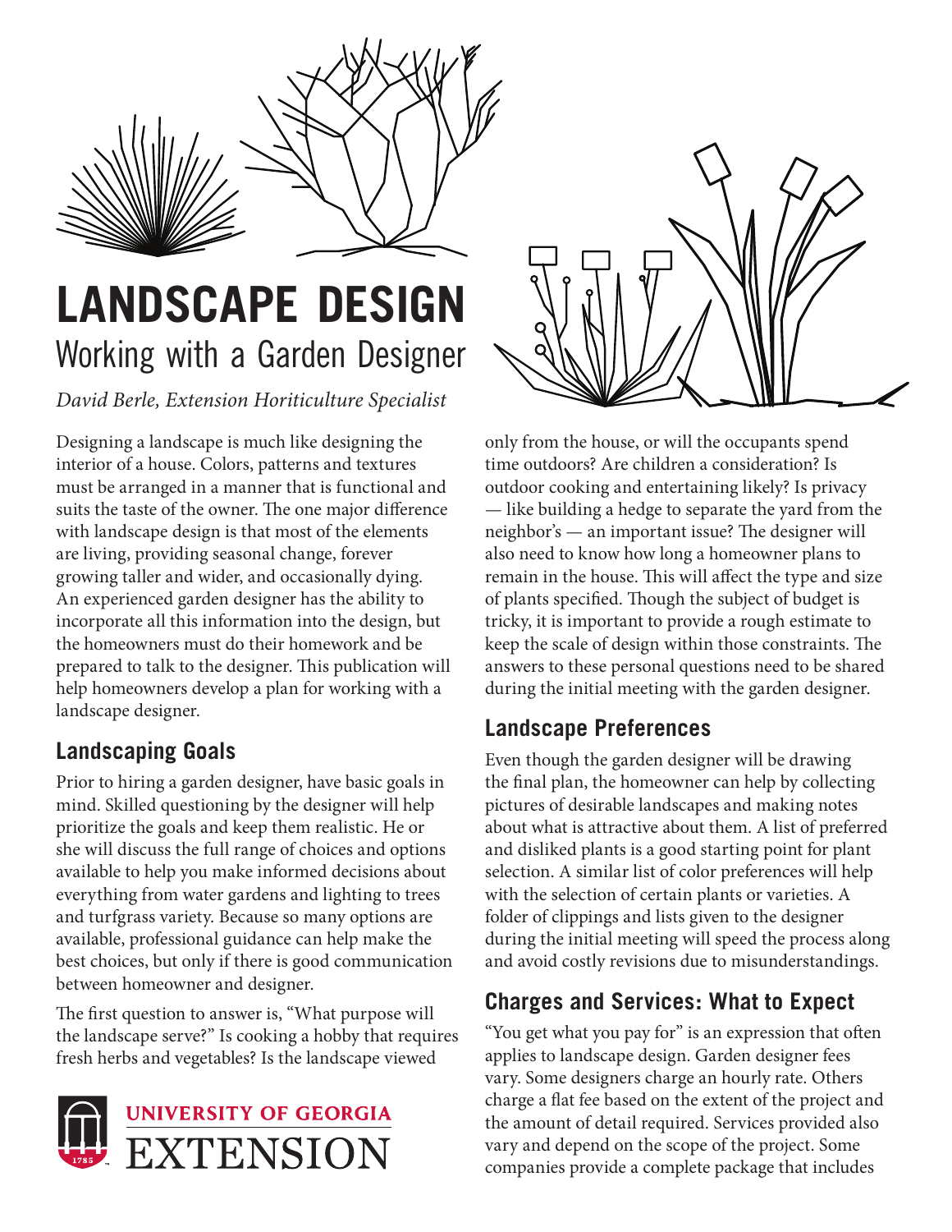# LANDSCAPE DESIGN

## Working with a Garden Designer

*David Berle, Extension Horiticulture Specialist*

Designing a landscape is much like designing the interior of a house. Colors, patterns and textures must be arranged in a manner that is functional and suits the taste of the owner. The one major difference with landscape design is that most of the elements are living, providing seasonal change, forever growing taller and wider, and occasionally dying. An experienced garden designer has the ability to incorporate all this information into the design, but the homeowners must do their homework and be prepared to talk to the designer. This publication will help homeowners develop a plan for working with a landscape designer.

### Landscaping Goals

Prior to hiring a garden designer, have basic goals in mind. Skilled questioning by the designer will help prioritize the goals and keep them realistic. He or she will discuss the full range of choices and options available to help you make informed decisions about everything from water gardens and lighting to trees and turfgrass variety. Because so many options are available, professional guidance can help make the best choices, but only if there is good communication between homeowner and designer.

The first question to answer is, "What purpose will the landscape serve?" Is cooking a hobby that requires fresh herbs and vegetables? Is the landscape viewed only from the house, or will the occupants spend time outdoors? Are children a consideration? Is outdoor cooking and entertaining likely? Is privacy — like building a hedge to separate the yard from the neighbor's — an important issue? The designer will also need to know how long a homeowner plans to remain in the house. This will affect the type and size of plants specified. Though the subject of budget is tricky, it is important to provide a rough estimate to keep the scale of design within those constraints. The answers to these personal questions need to be shared during the initial meeting with the garden designer.

### Landscape Preferences

Even though the garden designer will be drawing the final plan, the homeowner can help by collecting pictures of desirable landscapes and making notes about what is attractive about them. A list of preferred and disliked plants is a good starting point for plant selection. A similar list of color preferences will help with the selection of certain plants or varieties. A folder of clippings and lists given to the designer during the initial meeting will speed the process along and avoid costly revisions due to misunderstandings.

### Charges and Services: What to Expect

"You get what you pay for" is an expression that often applies to landscape design. Garden designer fees vary. Some designers charge an hourly rate. Others charge a flat fee based on the extent of the project and the amount of detail required. Services provided also vary and depend on the scope of the project. Some companies provide a complete package that includes

UNIVERSITY OF GEORGIA EXTENSION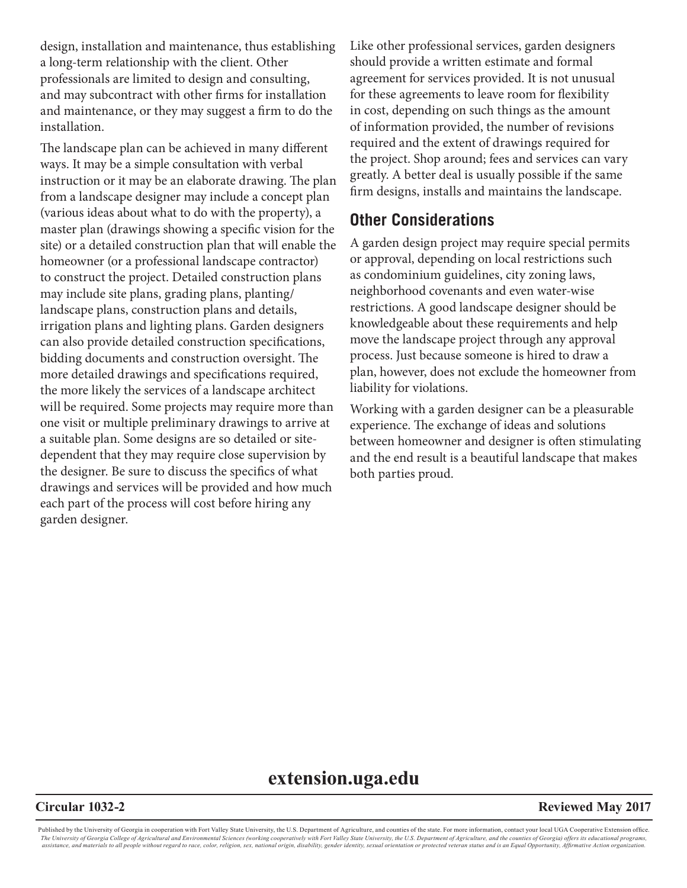design, installation and maintenance, thus establishing a long-term relationship with the client. Other professionals are limited to design and consulting, and may subcontract with other firms for installation and maintenance, or they may suggest a firm to do the installation.

The landscape plan can be achieved in many different ways. It may be a simple consultation with verbal instruction or it may be an elaborate drawing. The plan from a landscape designer may include a concept plan (various ideas about what to do with the property), a master plan (drawings showing a specific vision for the site) or a detailed construction plan that will enable the homeowner (or a professional landscape contractor) to construct the project. Detailed construction plans may include site plans, grading plans, planting/landscape plans, construction plans and details, irrigation plans and lighting plans. Garden designers can also provide detailed construction specifications, bidding documents and construction oversight. The more detailed drawings and specifications required, the more likely the services of a landscape architect will be required. Some projects may require more than one visit or multiple preliminary drawings to arrive at a suitable plan. Some designs are so detailed or site-dependent that they may require close supervision by the designer. Be sure to discuss the specifics of what drawings and services will be provided and how much each part of the process will cost before hiring any garden designer.

Like other professional services, garden designers should provide a written estimate and formal agreement for services provided. It is not unusual for these agreements to leave room for flexibility in cost, depending on such things as the amount of information provided, the number of revisions required and the extent of drawings required for the project. Shop around; fees and services can vary greatly. A better deal is usually possible if the same firm designs, installs and maintains the landscape.

## Other Considerations

A garden design project may require special permits or approval, depending on local restrictions such as condominium guidelines, city zoning laws, neighborhood covenants and even water-wise restrictions. A good landscape designer should be knowledgeable about these requirements and help move the landscape project through any approval process. Just because someone is hired to draw a plan, however, does not exclude the homeowner from liability for violations.

Working with a garden designer can be a pleasurable experience. The exchange of ideas and solutions between homeowner and designer is often stimulating and the end result is a beautiful landscape that makes both parties proud.

**extension.uga.edu**

**Circular 1032-2** **Reviewed May 2017**

Published by the University of Georgia in cooperation with Fort Valley State University, the U.S. Department of Agriculture, and counties of the state. For more information, contact your local UGA Cooperative Extension office.
*The University of Georgia College of Agricultural and Environmental Sciences (working cooperatively with Fort Valley State University, the U.S. Department of Agriculture, and the counties of Georgia) offers its educational programs, assistance, and materials to all people without regard to race, color, religion, sex, national origin, disability, gender identity, sexual orientation or protected veteran status and is an Equal Opportunity, Affirmative Action organization.*